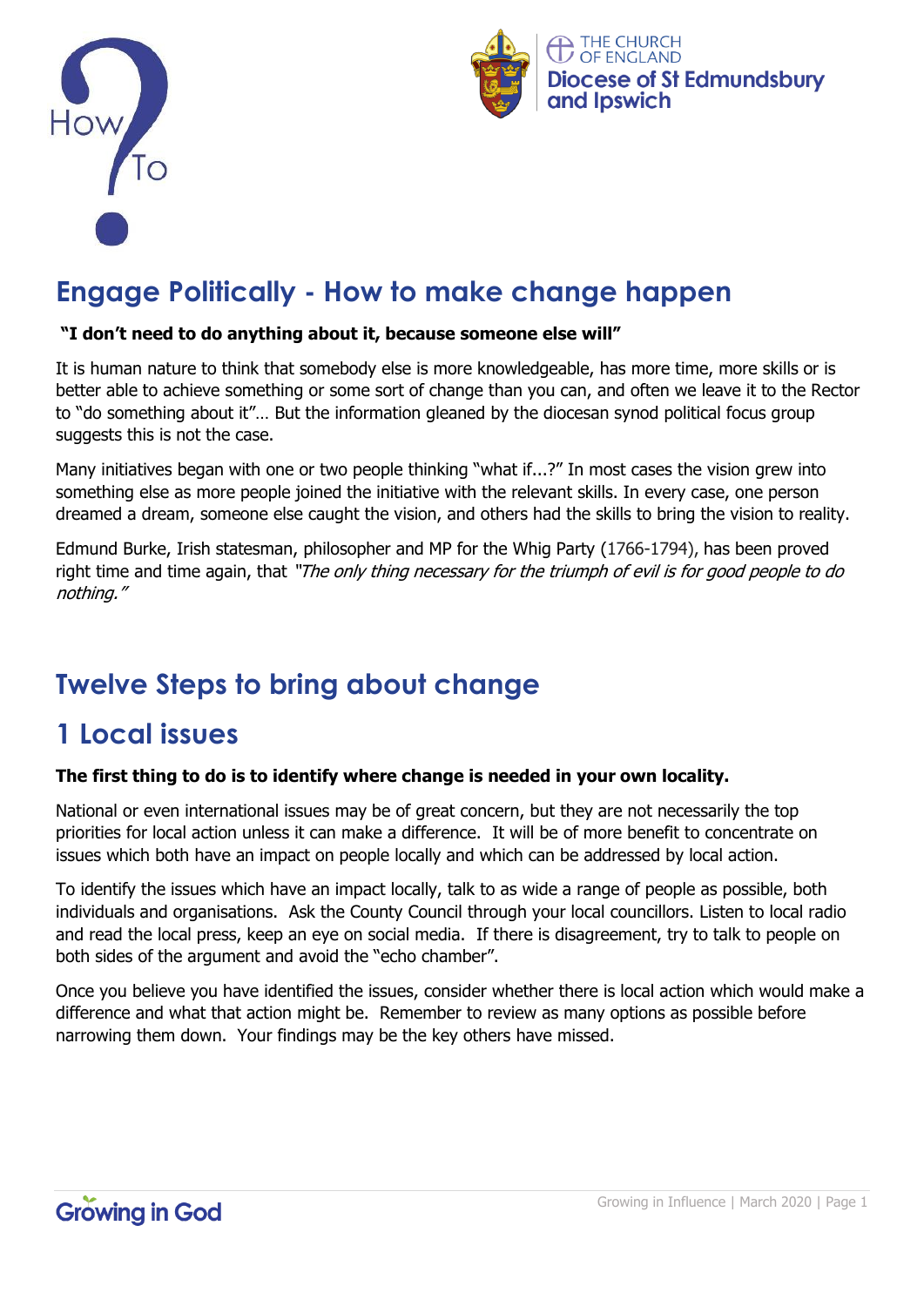# Engage Politically - How to make change happen

**"I don't need to do anything about it, because someone else will"**

It is human nature to think that somebody else is more knowledgeable, has more time, more skills or is better able to achieve something or some sort of change than you can, and often we leave it to the Rector to "do something about it"… But the information gleaned by the diocesan synod political focus group suggests this is not the case.

Many initiatives began with one or two people thinking "what if...?" In most cases the vision grew into something else as more people joined the initiative with the relevant skills. In every case, one person dreamed a dream, someone else caught the vision, and others had the skills to bring the vision to reality.

Edmund Burke, Irish statesman, philosopher and MP for the Whig Party (1766-1794), has been proved right time and time again, that *"The only thing necessary for the triumph of evil is for good people to do nothing."*

## Twelve Steps to bring about change

## 1 Local issues

**The first thing to do is to identify where change is needed in your own locality.**

National or even international issues may be of great concern, but they are not necessarily the top priorities for local action unless it can make a difference. It will be of more benefit to concentrate on issues which both have an impact on people locally and which can be addressed by local action.

To identify the issues which have an impact locally, talk to as wide a range of people as possible, both individuals and organisations. Ask the County Council through your local councillors. Listen to local radio and read the local press, keep an eye on social media. If there is disagreement, try to talk to people on both sides of the argument and avoid the "echo chamber".

Once you believe you have identified the issues, consider whether there is local action which would make a difference and what that action might be. Remember to review as many options as possible before narrowing them down. Your findings may be the key others have missed.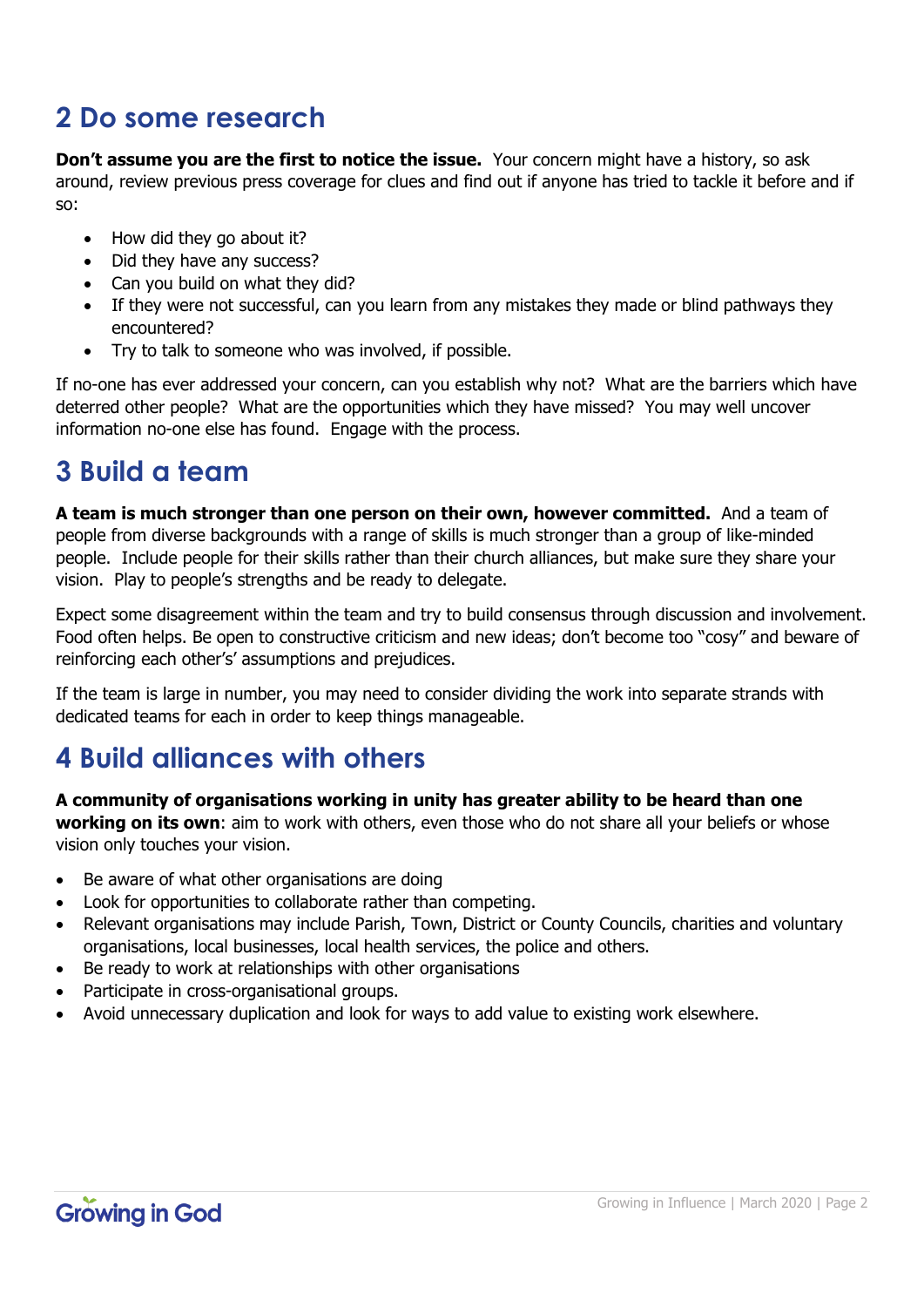## 2 Do some research

**Don't assume you are the first to notice the issue.** Your concern might have a history, so ask around, review previous press coverage for clues and find out if anyone has tried to tackle it before and if so:

- How did they go about it?
- Did they have any success?
- Can you build on what they did?
- If they were not successful, can you learn from any mistakes they made or blind pathways they encountered?
- Try to talk to someone who was involved, if possible.

If no-one has ever addressed your concern, can you establish why not? What are the barriers which have deterred other people? What are the opportunities which they have missed? You may well uncover information no-one else has found. Engage with the process.

## 3 Build a team

**A team is much stronger than one person on their own, however committed.** And a team of people from diverse backgrounds with a range of skills is much stronger than a group of like-minded people. Include people for their skills rather than their church alliances, but make sure they share your vision. Play to people's strengths and be ready to delegate.

Expect some disagreement within the team and try to build consensus through discussion and involvement. Food often helps. Be open to constructive criticism and new ideas; don't become too "cosy" and beware of reinforcing each other's' assumptions and prejudices.

If the team is large in number, you may need to consider dividing the work into separate strands with dedicated teams for each in order to keep things manageable.

## 4 Build alliances with others

**A community of organisations working in unity has greater ability to be heard than one working on its own**: aim to work with others, even those who do not share all your beliefs or whose vision only touches your vision.

- Be aware of what other organisations are doing
- Look for opportunities to collaborate rather than competing.
- Relevant organisations may include Parish, Town, District or County Councils, charities and voluntary organisations, local businesses, local health services, the police and others.
- Be ready to work at relationships with other organisations
- Participate in cross-organisational groups.
- Avoid unnecessary duplication and look for ways to add value to existing work elsewhere.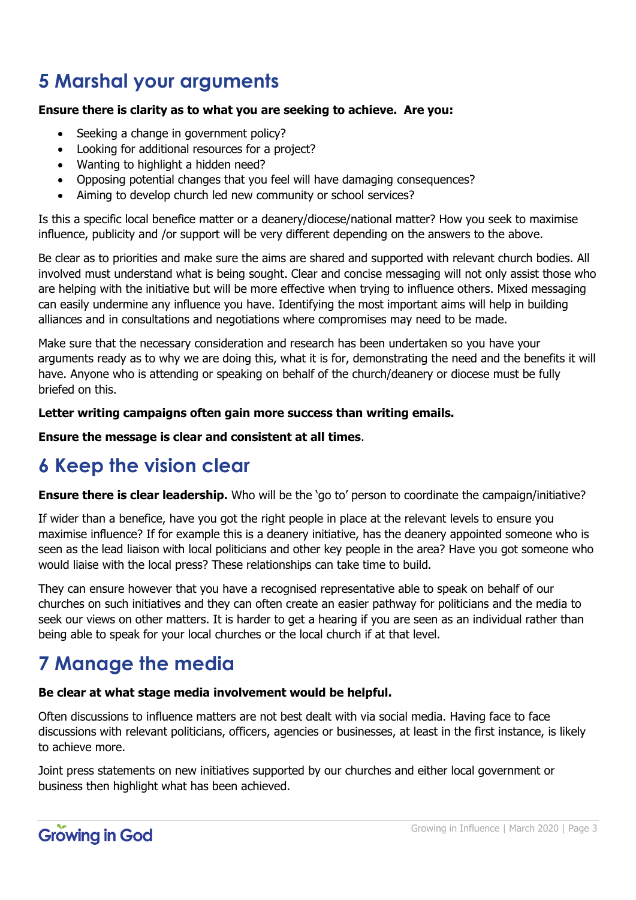## 5 Marshal your arguments

**Ensure there is clarity as to what you are seeking to achieve. Are you:**

- Seeking a change in government policy?
- Looking for additional resources for a project?
- Wanting to highlight a hidden need?
- Opposing potential changes that you feel will have damaging consequences?
- Aiming to develop church led new community or school services?

Is this a specific local benefice matter or a deanery/diocese/national matter? How you seek to maximise influence, publicity and /or support will be very different depending on the answers to the above.

Be clear as to priorities and make sure the aims are shared and supported with relevant church bodies. All involved must understand what is being sought. Clear and concise messaging will not only assist those who are helping with the initiative but will be more effective when trying to influence others. Mixed messaging can easily undermine any influence you have. Identifying the most important aims will help in building alliances and in consultations and negotiations where compromises may need to be made.

Make sure that the necessary consideration and research has been undertaken so you have your arguments ready as to why we are doing this, what it is for, demonstrating the need and the benefits it will have. Anyone who is attending or speaking on behalf of the church/deanery or diocese must be fully briefed on this.

**Letter writing campaigns often gain more success than writing emails.**

**Ensure the message is clear and consistent at all times**.

## 6 Keep the vision clear

**Ensure there is clear leadership.** Who will be the 'go to' person to coordinate the campaign/initiative?

If wider than a benefice, have you got the right people in place at the relevant levels to ensure you maximise influence? If for example this is a deanery initiative, has the deanery appointed someone who is seen as the lead liaison with local politicians and other key people in the area? Have you got someone who would liaise with the local press? These relationships can take time to build.

They can ensure however that you have a recognised representative able to speak on behalf of our churches on such initiatives and they can often create an easier pathway for politicians and the media to seek our views on other matters. It is harder to get a hearing if you are seen as an individual rather than being able to speak for your local churches or the local church if at that level.

## 7 Manage the media

**Be clear at what stage media involvement would be helpful.**

Often discussions to influence matters are not best dealt with via social media. Having face to face discussions with relevant politicians, officers, agencies or businesses, at least in the first instance, is likely to achieve more.

Joint press statements on new initiatives supported by our churches and either local government or business then highlight what has been achieved.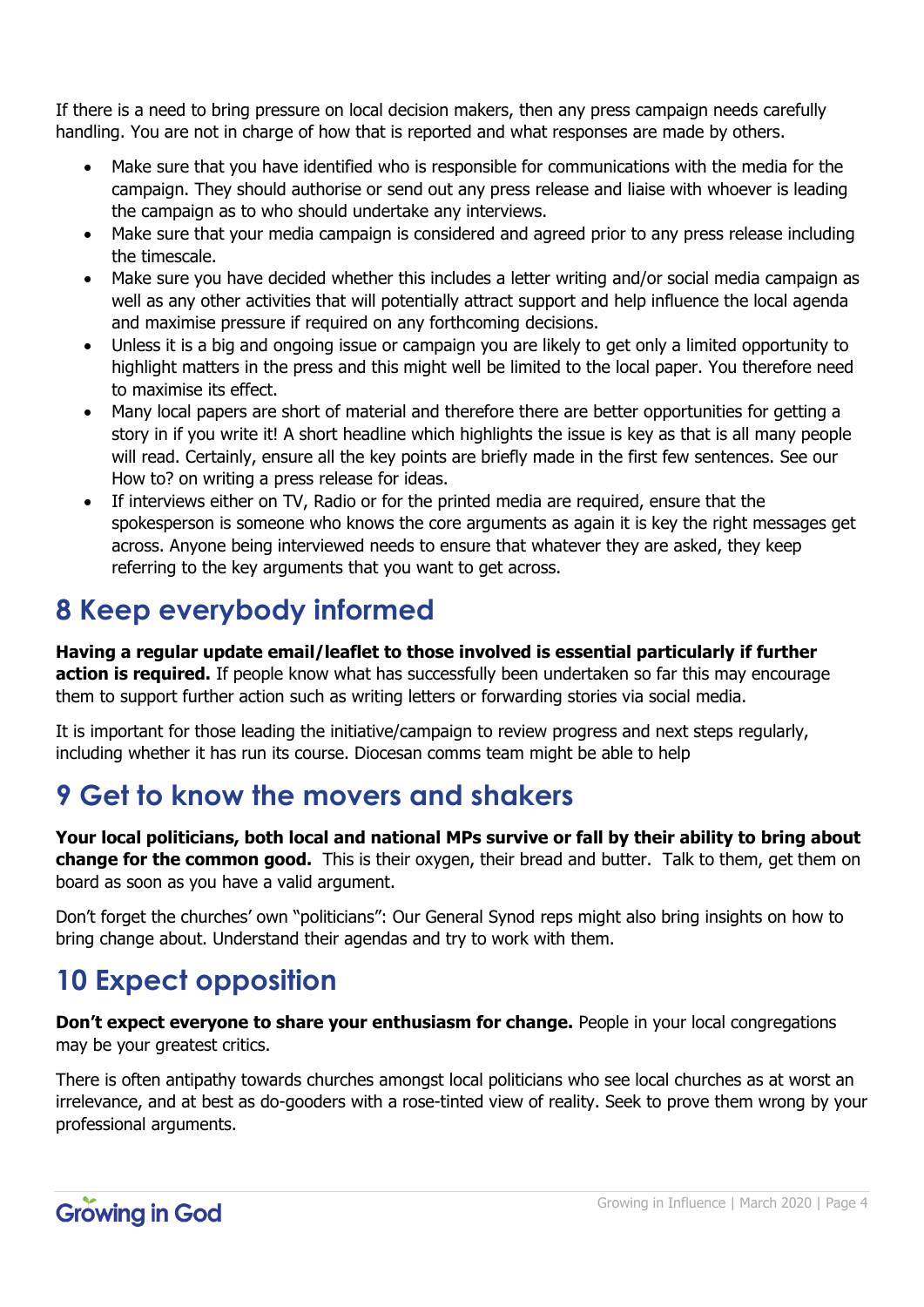If there is a need to bring pressure on local decision makers, then any press campaign needs carefully handling. You are not in charge of how that is reported and what responses are made by others.

- Make sure that you have identified who is responsible for communications with the media for the campaign. They should authorise or send out any press release and liaise with whoever is leading the campaign as to who should undertake any interviews.
- Make sure that your media campaign is considered and agreed prior to any press release including the timescale.
- Make sure you have decided whether this includes a letter writing and/or social media campaign as well as any other activities that will potentially attract support and help influence the local agenda and maximise pressure if required on any forthcoming decisions.
- Unless it is a big and ongoing issue or campaign you are likely to get only a limited opportunity to highlight matters in the press and this might well be limited to the local paper. You therefore need to maximise its effect.
- Many local papers are short of material and therefore there are better opportunities for getting a story in if you write it! A short headline which highlights the issue is key as that is all many people will read. Certainly, ensure all the key points are briefly made in the first few sentences. See our How to? on writing a press release for ideas.
- If interviews either on TV, Radio or for the printed media are required, ensure that the spokesperson is someone who knows the core arguments as again it is key the right messages get across. Anyone being interviewed needs to ensure that whatever they are asked, they keep referring to the key arguments that you want to get across.

## 8 Keep everybody informed

**Having a regular update email/leaflet to those involved is essential particularly if further action is required.** If people know what has successfully been undertaken so far this may encourage them to support further action such as writing letters or forwarding stories via social media.

It is important for those leading the initiative/campaign to review progress and next steps regularly, including whether it has run its course. Diocesan comms team might be able to help

## 9 Get to know the movers and shakers

**Your local politicians, both local and national MPs survive or fall by their ability to bring about change for the common good.** This is their oxygen, their bread and butter. Talk to them, get them on board as soon as you have a valid argument.

Don't forget the churches' own "politicians": Our General Synod reps might also bring insights on how to bring change about. Understand their agendas and try to work with them.

## 10 Expect opposition

**Don't expect everyone to share your enthusiasm for change.** People in your local congregations may be your greatest critics.

There is often antipathy towards churches amongst local politicians who see local churches as at worst an irrelevance, and at best as do-gooders with a rose-tinted view of reality. Seek to prove them wrong by your professional arguments.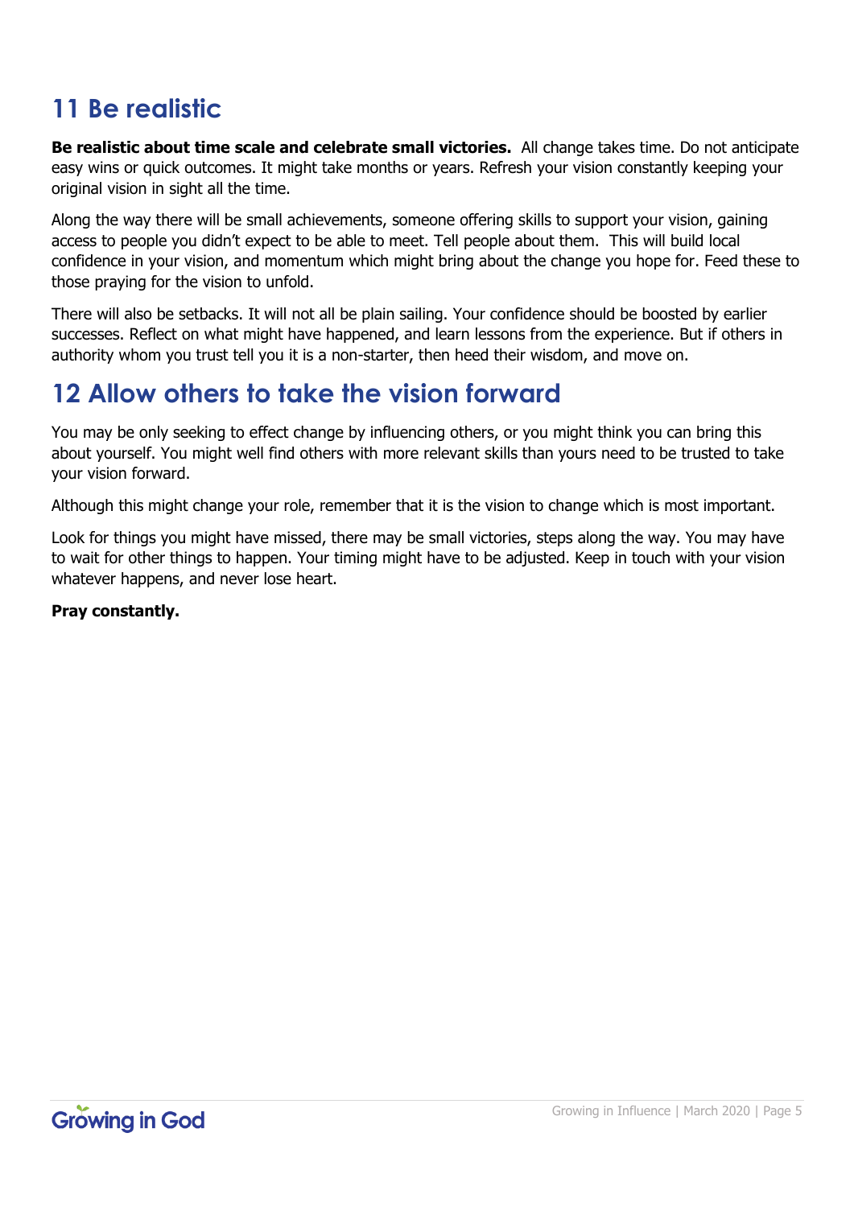## 11 Be realistic

**Be realistic about time scale and celebrate small victories.** All change takes time. Do not anticipate easy wins or quick outcomes. It might take months or years. Refresh your vision constantly keeping your original vision in sight all the time.

Along the way there will be small achievements, someone offering skills to support your vision, gaining access to people you didn't expect to be able to meet. Tell people about them. This will build local confidence in your vision, and momentum which might bring about the change you hope for. Feed these to those praying for the vision to unfold.

There will also be setbacks. It will not all be plain sailing. Your confidence should be boosted by earlier successes. Reflect on what might have happened, and learn lessons from the experience. But if others in authority whom you trust tell you it is a non-starter, then heed their wisdom, and move on.

## 12 Allow others to take the vision forward

You may be only seeking to effect change by influencing others, or you might think you can bring this about yourself. You might well find others with more relevant skills than yours need to be trusted to take your vision forward.

Although this might change your role, remember that it is the vision to change which is most important.

Look for things you might have missed, there may be small victories, steps along the way. You may have to wait for other things to happen. Your timing might have to be adjusted. Keep in touch with your vision whatever happens, and never lose heart.

**Pray constantly.**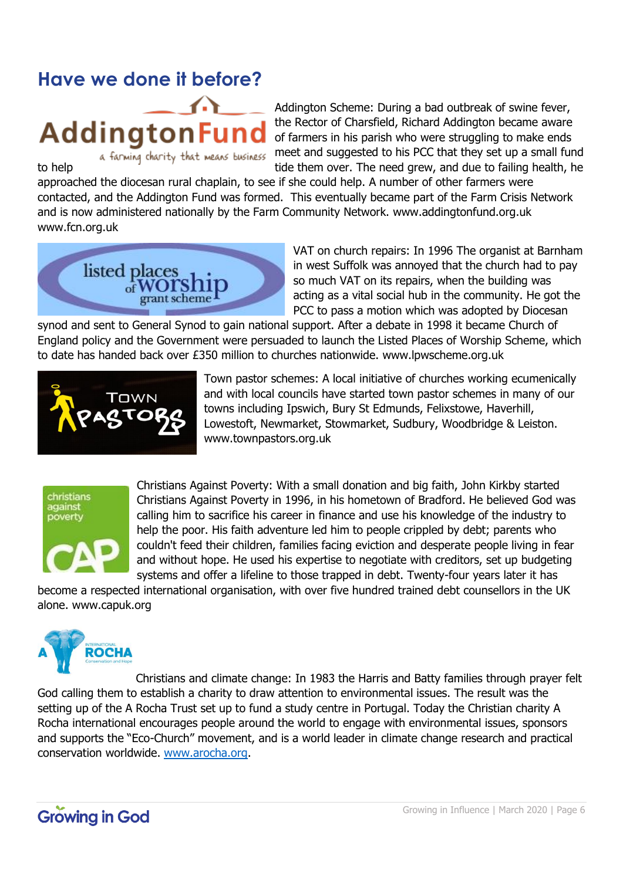## Have we done it before?

Addington Scheme: During a bad outbreak of swine fever, the Rector of Charsfield, Richard Addington became aware of farmers in his parish who were struggling to make ends meet and suggested to his PCC that they set up a small fund to help tide them over. The need grew, and due to failing health, he approached the diocesan rural chaplain, to see if she could help. A number of other farmers were contacted, and the Addington Fund was formed. This eventually became part of the Farm Crisis Network and is now administered nationally by the Farm Community Network. www.addingtonfund.org.uk www.fcn.org.uk

VAT on church repairs: In 1996 The organist at Barnham in west Suffolk was annoyed that the church had to pay so much VAT on its repairs, when the building was acting as a vital social hub in the community. He got the PCC to pass a motion which was adopted by Diocesan synod and sent to General Synod to gain national support. After a debate in 1998 it became Church of England policy and the Government were persuaded to launch the Listed Places of Worship Scheme, which to date has handed back over £350 million to churches nationwide. www.lpwscheme.org.uk

Town pastor schemes: A local initiative of churches working ecumenically and with local councils have started town pastor schemes in many of our towns including Ipswich, Bury St Edmunds, Felixstowe, Haverhill, Lowestoft, Newmarket, Stowmarket, Sudbury, Woodbridge & Leiston. www.townpastors.org.uk

Christians Against Poverty: With a small donation and big faith, John Kirkby started Christians Against Poverty in 1996, in his hometown of Bradford. He believed God was calling him to sacrifice his career in finance and use his knowledge of the industry to help the poor. His faith adventure led him to people crippled by debt; parents who couldn't feed their children, families facing eviction and desperate people living in fear and without hope. He used his expertise to negotiate with creditors, set up budgeting systems and offer a lifeline to those trapped in debt. Twenty-four years later it has become a respected international organisation, with over five hundred trained debt counsellors in the UK alone. www.capuk.org

Christians and climate change: In 1983 the Harris and Batty families through prayer felt God calling them to establish a charity to draw attention to environmental issues. The result was the setting up of the A Rocha Trust set up to fund a study centre in Portugal. Today the Christian charity A Rocha international encourages people around the world to engage with environmental issues, sponsors and supports the "Eco-Church" movement, and is a world leader in climate change research and practical conservation worldwide. www.arocha.org.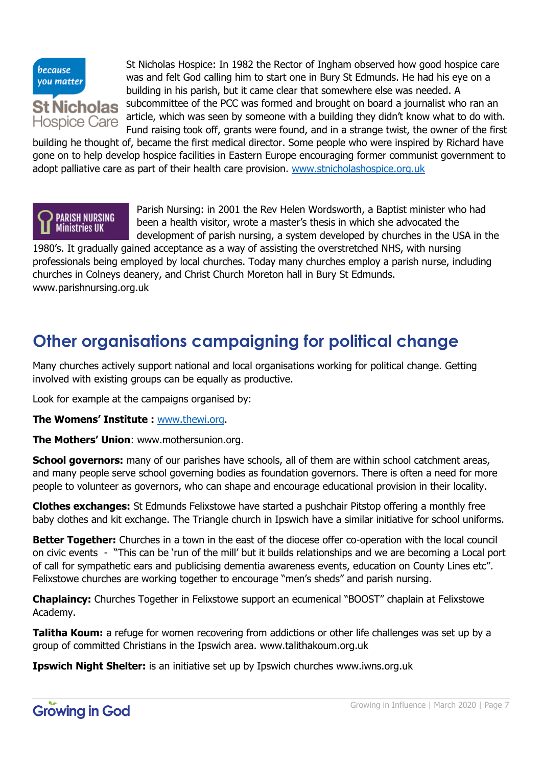St Nicholas Hospice: In 1982 the Rector of Ingham observed how good hospice care was and felt God calling him to start one in Bury St Edmunds. He had his eye on a building in his parish, but it came clear that somewhere else was needed. A subcommittee of the PCC was formed and brought on board a journalist who ran an article, which was seen by someone with a building they didn't know what to do with. Fund raising took off, grants were found, and in a strange twist, the owner of the first building he thought of, became the first medical director. Some people who were inspired by Richard have gone on to help develop hospice facilities in Eastern Europe encouraging former communist government to adopt palliative care as part of their health care provision. [www.stnicholashospice.org.uk](http://www.stnicholashospice.org.uk)

Parish Nursing: in 2001 the Rev Helen Wordsworth, a Baptist minister who had been a health visitor, wrote a master's thesis in which she advocated the development of parish nursing, a system developed by churches in the USA in the 1980's. It gradually gained acceptance as a way of assisting the overstretched NHS, with nursing professionals being employed by local churches. Today many churches employ a parish nurse, including churches in Colneys deanery, and Christ Church Moreton hall in Bury St Edmunds. www.parishnursing.org.uk

## Other organisations campaigning for political change

Many churches actively support national and local organisations working for political change. Getting involved with existing groups can be equally as productive.

Look for example at the campaigns organised by:

**The Womens' Institute :** [www.thewi.org](http://www.thewi.org).

**The Mothers' Union**: www.mothersunion.org.

**School governors:** many of our parishes have schools, all of them are within school catchment areas, and many people serve school governing bodies as foundation governors. There is often a need for more people to volunteer as governors, who can shape and encourage educational provision in their locality.

**Clothes exchanges:** St Edmunds Felixstowe have started a pushchair Pitstop offering a monthly free baby clothes and kit exchange. The Triangle church in Ipswich have a similar initiative for school uniforms.

**Better Together:** Churches in a town in the east of the diocese offer co-operation with the local council on civic events - "This can be 'run of the mill' but it builds relationships and we are becoming a Local port of call for sympathetic ears and publicising dementia awareness events, education on County Lines etc". Felixstowe churches are working together to encourage "men's sheds" and parish nursing.

**Chaplaincy:** Churches Together in Felixstowe support an ecumenical "BOOST" chaplain at Felixstowe Academy.

**Talitha Koum:** a refuge for women recovering from addictions or other life challenges was set up by a group of committed Christians in the Ipswich area. www.talithakoum.org.uk

**Ipswich Night Shelter:** is an initiative set up by Ipswich churches www.iwns.org.uk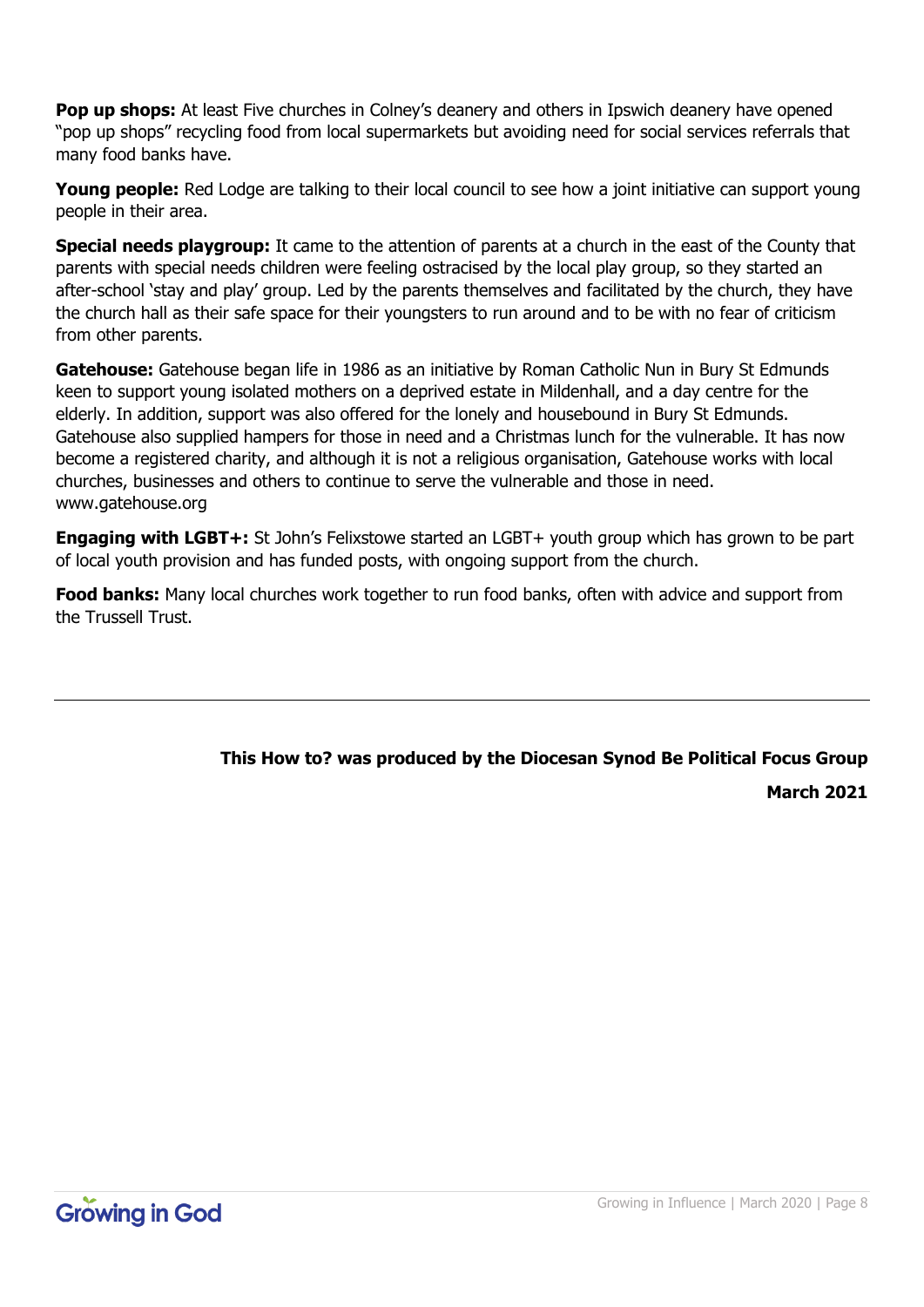**Pop up shops:** At least Five churches in Colney's deanery and others in Ipswich deanery have opened "pop up shops" recycling food from local supermarkets but avoiding need for social services referrals that many food banks have.

**Young people:** Red Lodge are talking to their local council to see how a joint initiative can support young people in their area.

**Special needs playgroup:** It came to the attention of parents at a church in the east of the County that parents with special needs children were feeling ostracised by the local play group, so they started an after-school 'stay and play' group. Led by the parents themselves and facilitated by the church, they have the church hall as their safe space for their youngsters to run around and to be with no fear of criticism from other parents.

**Gatehouse:** Gatehouse began life in 1986 as an initiative by Roman Catholic Nun in Bury St Edmunds keen to support young isolated mothers on a deprived estate in Mildenhall, and a day centre for the elderly. In addition, support was also offered for the lonely and housebound in Bury St Edmunds. Gatehouse also supplied hampers for those in need and a Christmas lunch for the vulnerable. It has now become a registered charity, and although it is not a religious organisation, Gatehouse works with local churches, businesses and others to continue to serve the vulnerable and those in need. www.gatehouse.org

**Engaging with LGBT+:** St John's Felixstowe started an LGBT+ youth group which has grown to be part of local youth provision and has funded posts, with ongoing support from the church.

**Food banks:** Many local churches work together to run food banks, often with advice and support from the Trussell Trust.

---

**This How to? was produced by the Diocesan Synod Be Political Focus Group**

**March 2021**